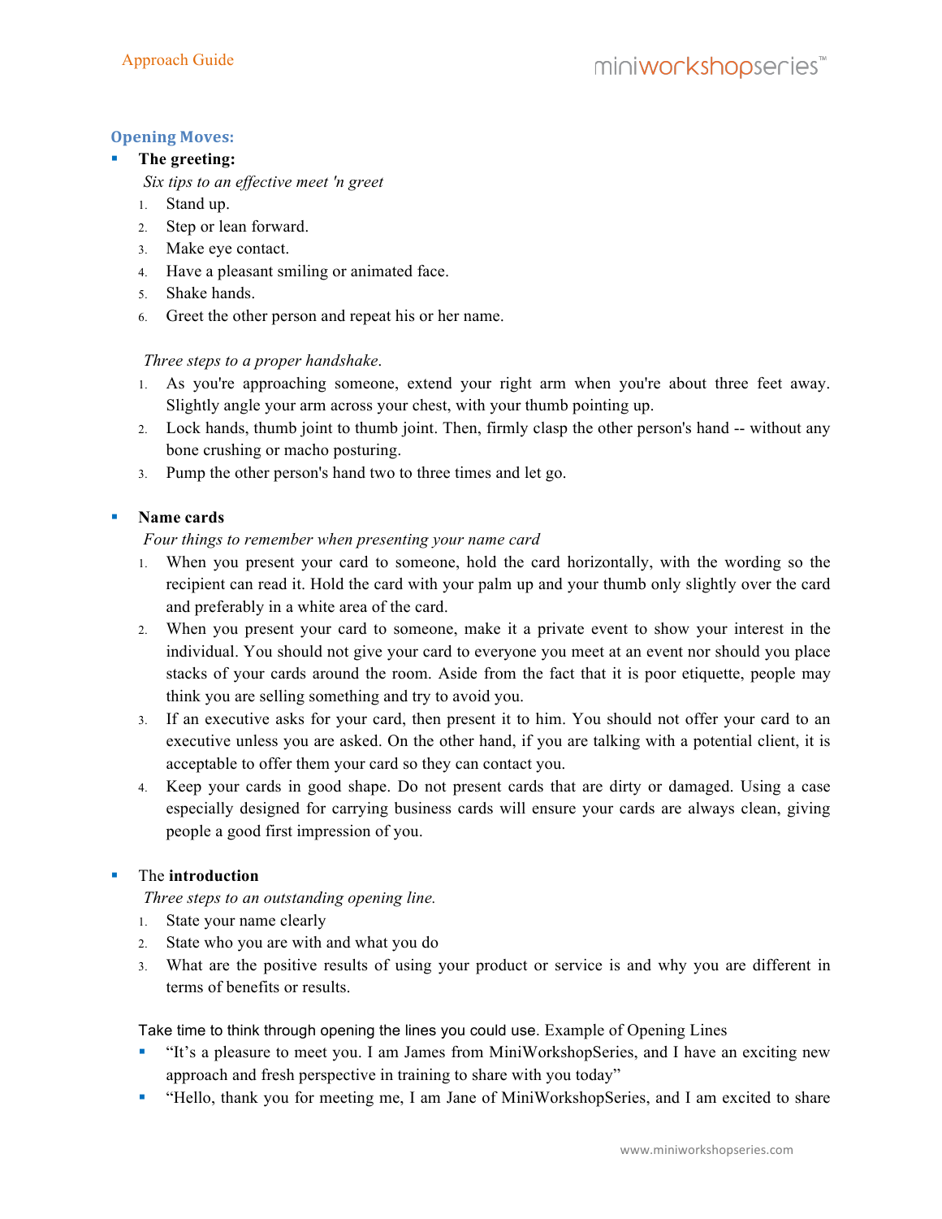## Opening Moves:

- **The greeting:**

  *Six tips to an effective meet 'n greet*

  1. Stand up.
  2. Step or lean forward.
  3. Make eye contact.
  4. Have a pleasant smiling or animated face.
  5. Shake hands.
  6. Greet the other person and repeat his or her name.

  *Three steps to a proper handshake.*

  1. As you're approaching someone, extend your right arm when you're about three feet away. Slightly angle your arm across your chest, with your thumb pointing up.
  2. Lock hands, thumb joint to thumb joint. Then, firmly clasp the other person's hand -- without any bone crushing or macho posturing.
  3. Pump the other person's hand two to three times and let go.

- **Name cards**

  *Four things to remember when presenting your name card*

  1. When you present your card to someone, hold the card horizontally, with the wording so the recipient can read it. Hold the card with your palm up and your thumb only slightly over the card and preferably in a white area of the card.
  2. When you present your card to someone, make it a private event to show your interest in the individual. You should not give your card to everyone you meet at an event nor should you place stacks of your cards around the room. Aside from the fact that it is poor etiquette, people may think you are selling something and try to avoid you.
  3. If an executive asks for your card, then present it to him. You should not offer your card to an executive unless you are asked. On the other hand, if you are talking with a potential client, it is acceptable to offer them your card so they can contact you.
  4. Keep your cards in good shape. Do not present cards that are dirty or damaged. Using a case especially designed for carrying business cards will ensure your cards are always clean, giving people a good first impression of you.

- The **introduction**

  *Three steps to an outstanding opening line.*

  1. State your name clearly
  2. State who you are with and what you do
  3. What are the positive results of using your product or service is and why you are different in terms of benefits or results.

Take time to think through opening the lines you could use. Example of Opening Lines

- "It's a pleasure to meet you. I am James from MiniWorkshopSeries, and I have an exciting new approach and fresh perspective in training to share with you today"
- "Hello, thank you for meeting me, I am Jane of MiniWorkshopSeries, and I am excited to share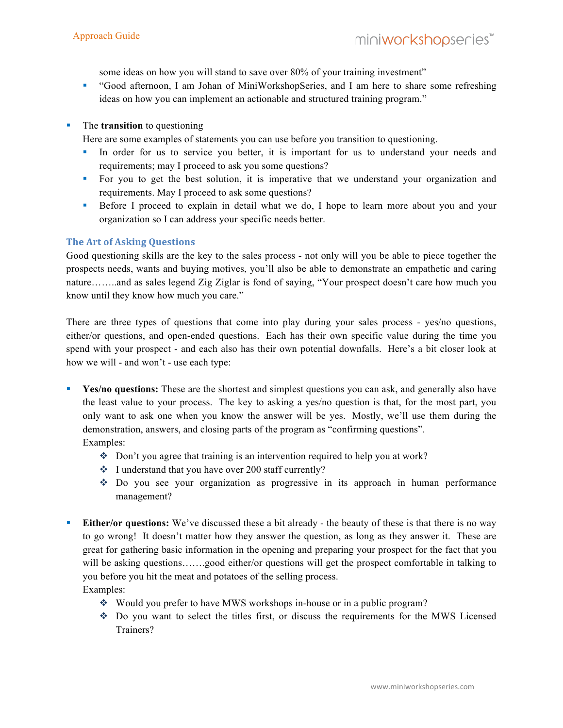some ideas on how you will stand to save over 80% of your training investment"
    - "Good afternoon, I am Johan of MiniWorkshopSeries, and I am here to share some refreshing ideas on how you can implement an actionable and structured training program."

- The **transition** to questioning
  Here are some examples of statements you can use before you transition to questioning.
    - In order for us to service you better, it is important for us to understand your needs and requirements; may I proceed to ask you some questions?
    - For you to get the best solution, it is imperative that we understand your organization and requirements. May I proceed to ask some questions?
    - Before I proceed to explain in detail what we do, I hope to learn more about you and your organization so I can address your specific needs better.

### The Art of Asking Questions

Good questioning skills are the key to the sales process - not only will you be able to piece together the prospects needs, wants and buying motives, you'll also be able to demonstrate an empathetic and caring nature……..and as sales legend Zig Ziglar is fond of saying, "Your prospect doesn't care how much you know until they know how much you care."

There are three types of questions that come into play during your sales process - yes/no questions, either/or questions, and open-ended questions. Each has their own specific value during the time you spend with your prospect - and each also has their own potential downfalls. Here's a bit closer look at how we will - and won't - use each type:

- **Yes/no questions:** These are the shortest and simplest questions you can ask, and generally also have the least value to your process. The key to asking a yes/no question is that, for the most part, you only want to ask one when you know the answer will be yes. Mostly, we'll use them during the demonstration, answers, and closing parts of the program as "confirming questions".
  Examples:
    - Don't you agree that training is an intervention required to help you at work?
    - I understand that you have over 200 staff currently?
    - Do you see your organization as progressive in its approach in human performance management?

- **Either/or questions:** We've discussed these a bit already - the beauty of these is that there is no way to go wrong! It doesn't matter how they answer the question, as long as they answer it. These are great for gathering basic information in the opening and preparing your prospect for the fact that you will be asking questions…….good either/or questions will get the prospect comfortable in talking to you before you hit the meat and potatoes of the selling process.
  Examples:
    - Would you prefer to have MWS workshops in-house or in a public program?
    - Do you want to select the titles first, or discuss the requirements for the MWS Licensed Trainers?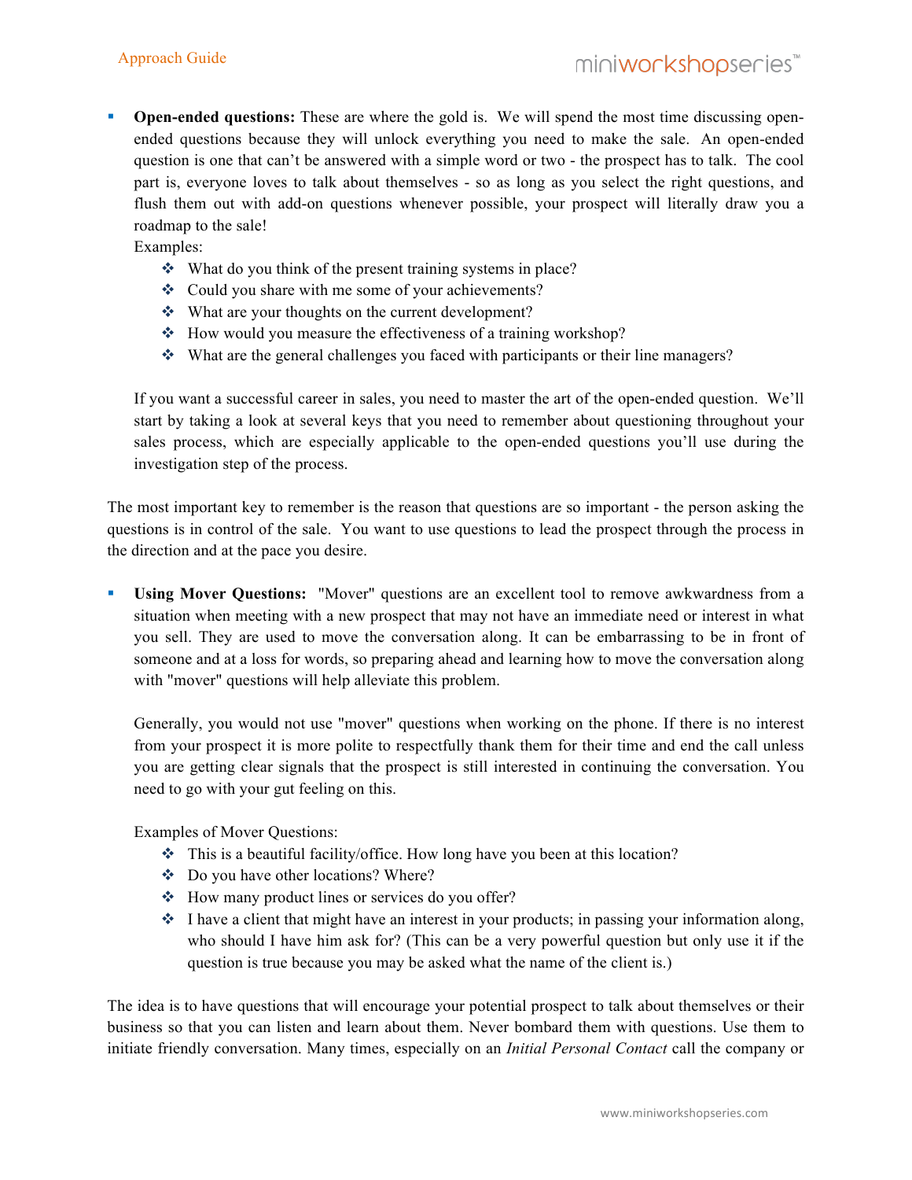- **Open-ended questions:** These are where the gold is. We will spend the most time discussing open-ended questions because they will unlock everything you need to make the sale. An open-ended question is one that can't be answered with a simple word or two - the prospect has to talk. The cool part is, everyone loves to talk about themselves - so as long as you select the right questions, and flush them out with add-on questions whenever possible, your prospect will literally draw you a roadmap to the sale!

  Examples:
  - What do you think of the present training systems in place?
  - Could you share with me some of your achievements?
  - What are your thoughts on the current development?
  - How would you measure the effectiveness of a training workshop?
  - What are the general challenges you faced with participants or their line managers?

  If you want a successful career in sales, you need to master the art of the open-ended question. We'll start by taking a look at several keys that you need to remember about questioning throughout your sales process, which are especially applicable to the open-ended questions you'll use during the investigation step of the process.

The most important key to remember is the reason that questions are so important - the person asking the questions is in control of the sale. You want to use questions to lead the prospect through the process in the direction and at the pace you desire.

- **Using Mover Questions:** "Mover" questions are an excellent tool to remove awkwardness from a situation when meeting with a new prospect that may not have an immediate need or interest in what you sell. They are used to move the conversation along. It can be embarrassing to be in front of someone and at a loss for words, so preparing ahead and learning how to move the conversation along with "mover" questions will help alleviate this problem.

  Generally, you would not use "mover" questions when working on the phone. If there is no interest from your prospect it is more polite to respectfully thank them for their time and end the call unless you are getting clear signals that the prospect is still interested in continuing the conversation. You need to go with your gut feeling on this.

  Examples of Mover Questions:
  - This is a beautiful facility/office. How long have you been at this location?
  - Do you have other locations? Where?
  - How many product lines or services do you offer?
  - I have a client that might have an interest in your products; in passing your information along, who should I have him ask for? (This can be a very powerful question but only use it if the question is true because you may be asked what the name of the client is.)

The idea is to have questions that will encourage your potential prospect to talk about themselves or their business so that you can listen and learn about them. Never bombard them with questions. Use them to initiate friendly conversation. Many times, especially on an *Initial Personal Contact* call the company or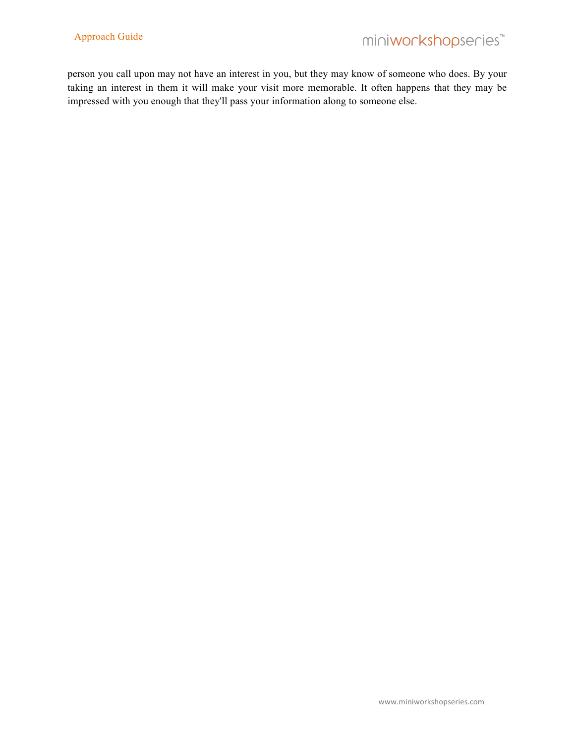person you call upon may not have an interest in you, but they may know of someone who does. By your taking an interest in them it will make your visit more memorable. It often happens that they may be impressed with you enough that they'll pass your information along to someone else.